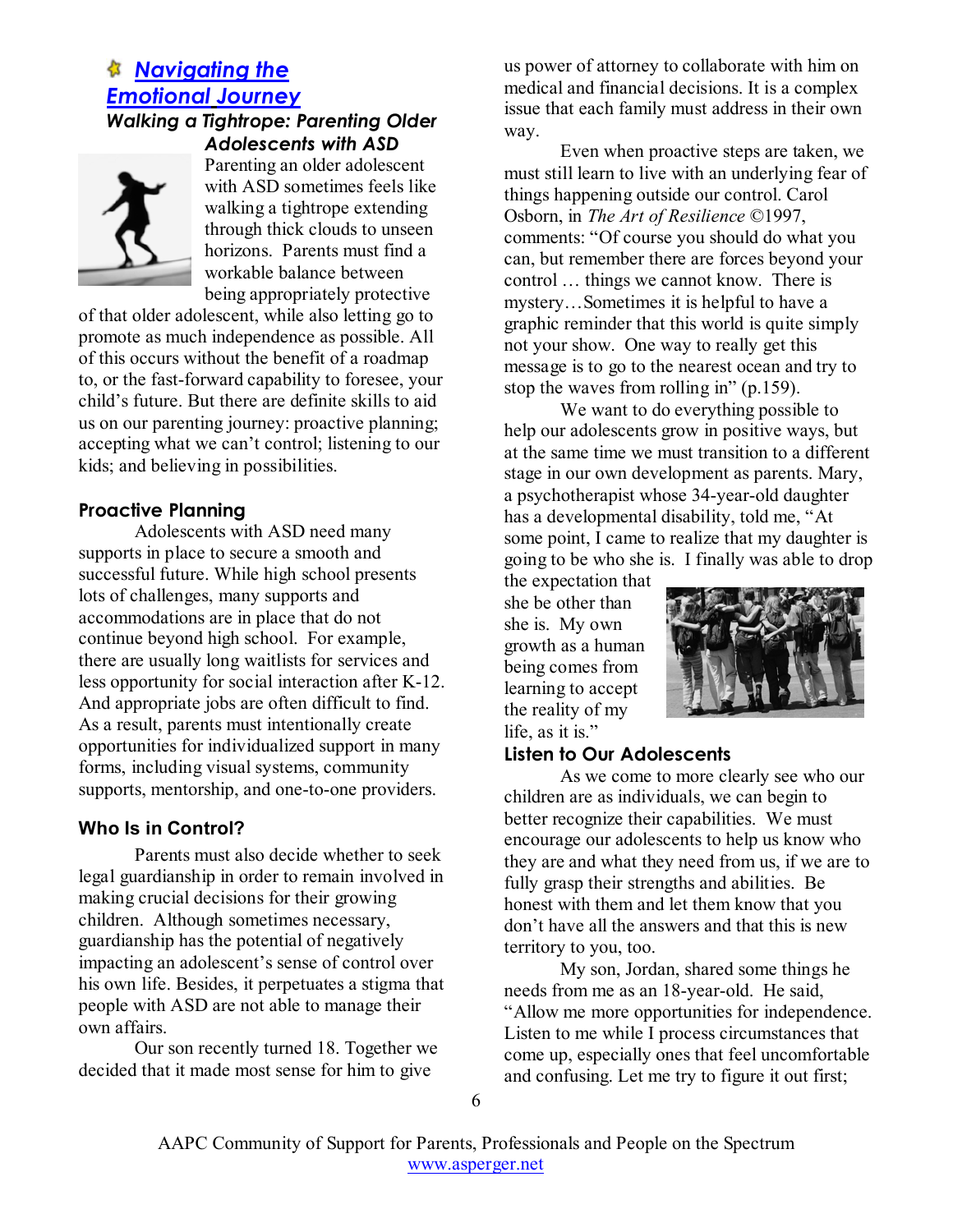## Navigating the Emotional Journey

### Walking a Tightrope: Parenting Older Adolescents with ASD

Parenting an older adolescent with ASD sometimes feels like walking a tightrope extending through thick clouds to unseen horizons. Parents must find a workable balance between being appropriately protective of that older adolescent, while also letting go to promote as much independence as possible. All of this occurs without the benefit of a roadmap to, or the fast-forward capability to foresee, your child's future. But there are definite skills to aid us on our parenting journey: proactive planning; accepting what we can't control; listening to our kids; and believing in possibilities.

### Proactive Planning

Adolescents with ASD need many supports in place to secure a smooth and successful future. While high school presents lots of challenges, many supports and accommodations are in place that do not continue beyond high school. For example, there are usually long waitlists for services and less opportunity for social interaction after K-12. And appropriate jobs are often difficult to find. As a result, parents must intentionally create opportunities for individualized support in many forms, including visual systems, community supports, mentorship, and one-to-one providers.

### Who Is in Control?

Parents must also decide whether to seek legal guardianship in order to remain involved in making crucial decisions for their growing children. Although sometimes necessary, guardianship has the potential of negatively impacting an adolescent's sense of control over his own life. Besides, it perpetuates a stigma that people with ASD are not able to manage their own affairs.

Our son recently turned 18. Together we decided that it made most sense for him to give us power of attorney to collaborate with him on medical and financial decisions. It is a complex issue that each family must address in their own way.

Even when proactive steps are taken, we must still learn to live with an underlying fear of things happening outside our control. Carol Osborn, in *The Art of Resilience* ©1997, comments: "Of course you should do what you can, but remember there are forces beyond your control … things we cannot know. There is mystery…Sometimes it is helpful to have a graphic reminder that this world is quite simply not your show. One way to really get this message is to go to the nearest ocean and try to stop the waves from rolling in" (p.159).

We want to do everything possible to help our adolescents grow in positive ways, but at the same time we must transition to a different stage in our own development as parents. Mary, a psychotherapist whose 34-year-old daughter has a developmental disability, told me, "At some point, I came to realize that my daughter is going to be who she is. I finally was able to drop the expectation that she be other than she is. My own growth as a human being comes from learning to accept the reality of my life, as it is."

### Listen to Our Adolescents

As we come to more clearly see who our children are as individuals, we can begin to better recognize their capabilities. We must encourage our adolescents to help us know who they are and what they need from us, if we are to fully grasp their strengths and abilities. Be honest with them and let them know that you don't have all the answers and that this is new territory to you, too.

My son, Jordan, shared some things he needs from me as an 18-year-old. He said, "Allow me more opportunities for independence. Listen to me while I process circumstances that come up, especially ones that feel uncomfortable and confusing. Let me try to figure it out first;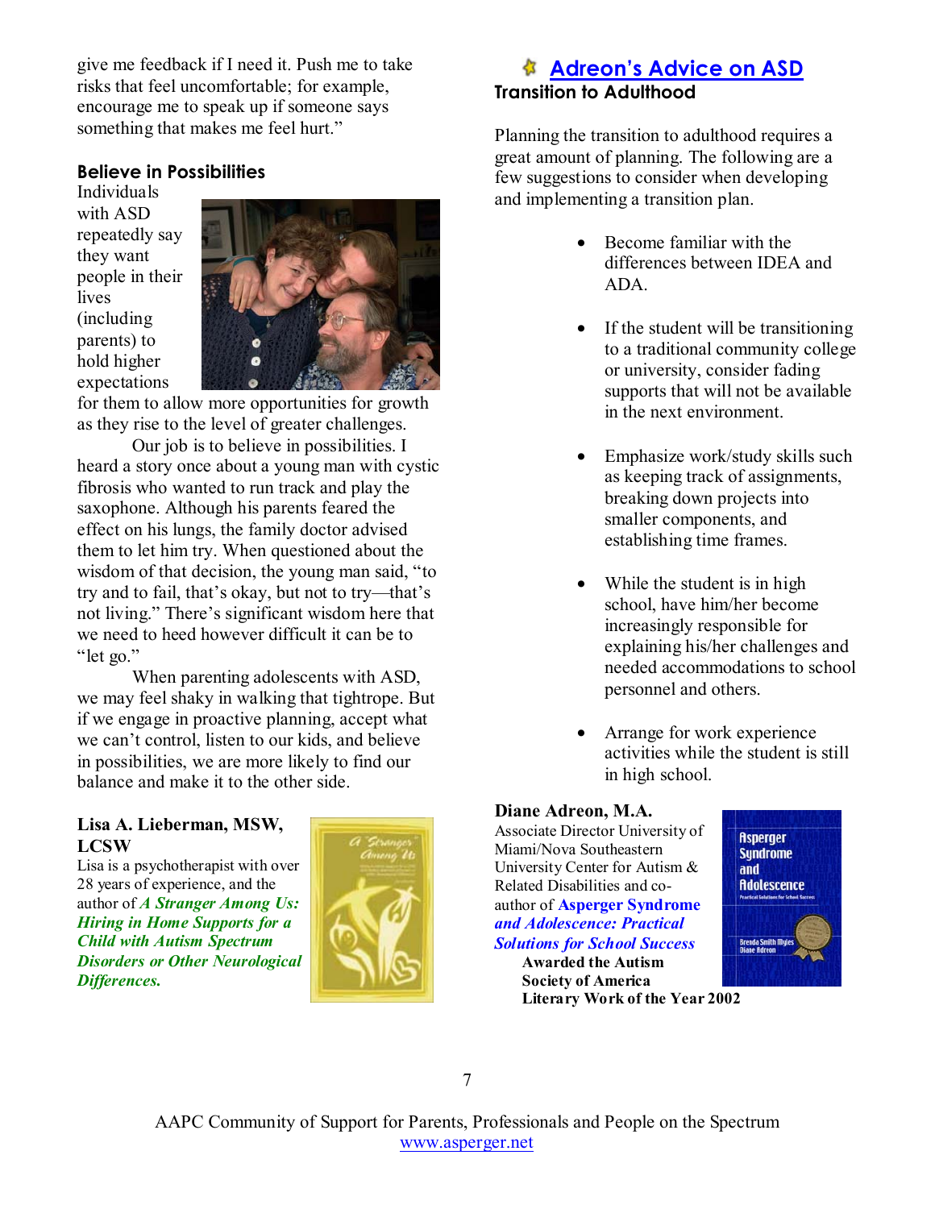give me feedback if I need it. Push me to take risks that feel uncomfortable; for example, encourage me to speak up if someone says something that makes me feel hurt."

### Believe in Possibilities

Individuals with ASD repeatedly say they want people in their lives (including parents) to hold higher expectations for them to allow more opportunities for growth as they rise to the level of greater challenges.

Our job is to believe in possibilities. I heard a story once about a young man with cystic fibrosis who wanted to run track and play the saxophone. Although his parents feared the effect on his lungs, the family doctor advised them to let him try. When questioned about the wisdom of that decision, the young man said, "to try and to fail, that's okay, but not to try—that's not living." There's significant wisdom here that we need to heed however difficult it can be to "let go."

When parenting adolescents with ASD, we may feel shaky in walking that tightrope. But if we engage in proactive planning, accept what we can't control, listen to our kids, and believe in possibilities, we are more likely to find our balance and make it to the other side.

**Lisa A. Lieberman, MSW, LCSW**
Lisa is a psychotherapist with over 28 years of experience, and the author of ***A Stranger Among Us: Hiring in Home Supports for a Child with Autism Spectrum Disorders or Other Neurological Differences.***

## Adreon's Advice on ASD

### Transition to Adulthood

Planning the transition to adulthood requires a great amount of planning. The following are a few suggestions to consider when developing and implementing a transition plan.

- Become familiar with the differences between IDEA and ADA.
- If the student will be transitioning to a traditional community college or university, consider fading supports that will not be available in the next environment.
- Emphasize work/study skills such as keeping track of assignments, breaking down projects into smaller components, and establishing time frames.
- While the student is in high school, have him/her become increasingly responsible for explaining his/her challenges and needed accommodations to school personnel and others.
- Arrange for work experience activities while the student is still in high school.

**Diane Adreon, M.A.**
Associate Director University of Miami/Nova Southeastern University Center for Autism & Related Disabilities and co-author of ***Asperger Syndrome and Adolescence: Practical Solutions for School Success***
**Awarded the Autism Society of America Literary Work of the Year 2002**

AAPC Community of Support for Parents, Professionals and People on the Spectrum
www.asperger.net